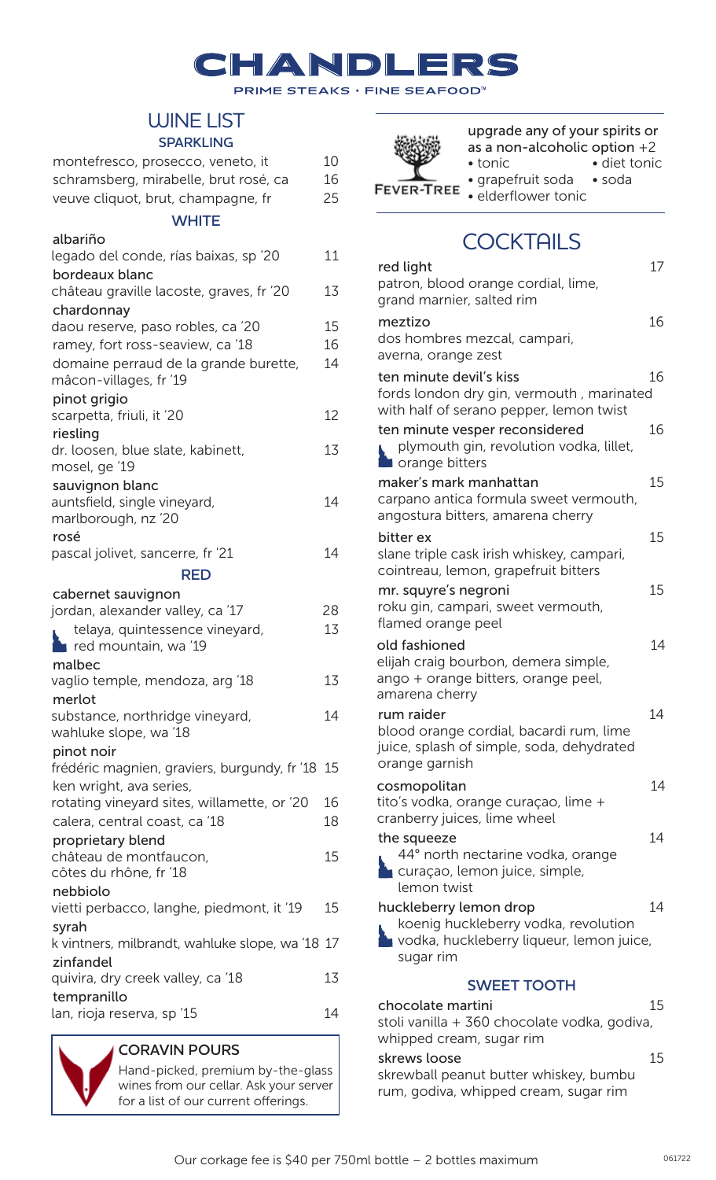# CHANDLERS

PRIME STEAKS · FINE SEAFOOD™

## WINE LIST

### SPARKLING

| | |
|---|---|
| montefresco, prosecco, veneto, it | 10 |
| schramsberg, mirabelle, brut rosé, ca | 16 |
| veuve cliquot, brut, champagne, fr | 25 |

### WHITE

**albariño**
legado del conde, rías baixas, sp '20 — 11

**bordeaux blanc**
château graville lacoste, graves, fr '20 — 13

**chardonnay**
daou reserve, paso robles, ca '20 — 15
ramey, fort ross-seaview, ca '18 — 16
domaine perraud de la grande burette, mâcon-villages, fr '19 — 14

**pinot grigio**
scarpetta, friuli, it '20 — 12

**riesling**
dr. loosen, blue slate, kabinett, mosel, ge '19 — 13

**sauvignon blanc**
auntsfield, single vineyard, marlborough, nz '20 — 14

**rosé**
pascal jolivet, sancerre, fr '21 — 14

### RED

**cabernet sauvignon**
jordan, alexander valley, ca '17 — 28
telaya, quintessence vineyard, red mountain, wa '19 — 13

**malbec**
vaglio temple, mendoza, arg '18 — 13

**merlot**
substance, northridge vineyard, wahluke slope, wa '18 — 14

**pinot noir**
frédéric magnien, graviers, burgundy, fr '18 — 15
ken wright, ava series, rotating vineyard sites, willamette, or '20 — 16
calera, central coast, ca '18 — 18

**proprietary blend**
château de montfaucon, côtes du rhône, fr '18 — 15

**nebbiolo**
vietti perbacco, langhe, piedmont, it '19 — 15

**syrah**
k vintners, milbrandt, wahluke slope, wa '18 — 17

**zinfandel**
quivira, dry creek valley, ca '18 — 13

**tempranillo**
lan, rioja reserva, sp '15 — 14

### CORAVIN POURS

Hand-picked, premium by-the-glass wines from our cellar. Ask your server for a list of our current offerings.

---

FEVER-TREE

upgrade any of your spirits or as a non-alcoholic option +2

- tonic
- diet tonic
- grapefruit soda
- soda
- elderflower tonic

## COCKTAILS

**red light** — 17
patron, blood orange cordial, lime, grand marnier, salted rim

**meztizo** — 16
dos hombres mezcal, campari, averna, orange zest

**ten minute devil's kiss** — 16
fords london dry gin, vermouth , marinated with half of serano pepper, lemon twist

**ten minute vesper reconsidered** — 16
plymouth gin, revolution vodka, lillet, orange bitters

**maker's mark manhattan** — 15
carpano antica formula sweet vermouth, angostura bitters, amarena cherry

**bitter ex** — 15
slane triple cask irish whiskey, campari, cointreau, lemon, grapefruit bitters

**mr. squyre's negroni** — 15
roku gin, campari, sweet vermouth, flamed orange peel

**old fashioned** — 14
elijah craig bourbon, demera simple, ango + orange bitters, orange peel, amarena cherry

**rum raider** — 14
blood orange cordial, bacardi rum, lime juice, splash of simple, soda, dehydrated orange garnish

**cosmopolitan** — 14
tito's vodka, orange curaçao, lime + cranberry juices, lime wheel

**the squeeze** — 14
44° north nectarine vodka, orange curaçao, lemon juice, simple, lemon twist

**huckleberry lemon drop** — 14
koenig huckleberry vodka, revolution vodka, huckleberry liqueur, lemon juice, sugar rim

### SWEET TOOTH

**chocolate martini** — 15
stoli vanilla + 360 chocolate vodka, godiva, whipped cream, sugar rim

**skrews loose** — 15
skrewball peanut butter whiskey, bumbu rum, godiva, whipped cream, sugar rim

Our corkage fee is $40 per 750ml bottle – 2 bottles maximum

061722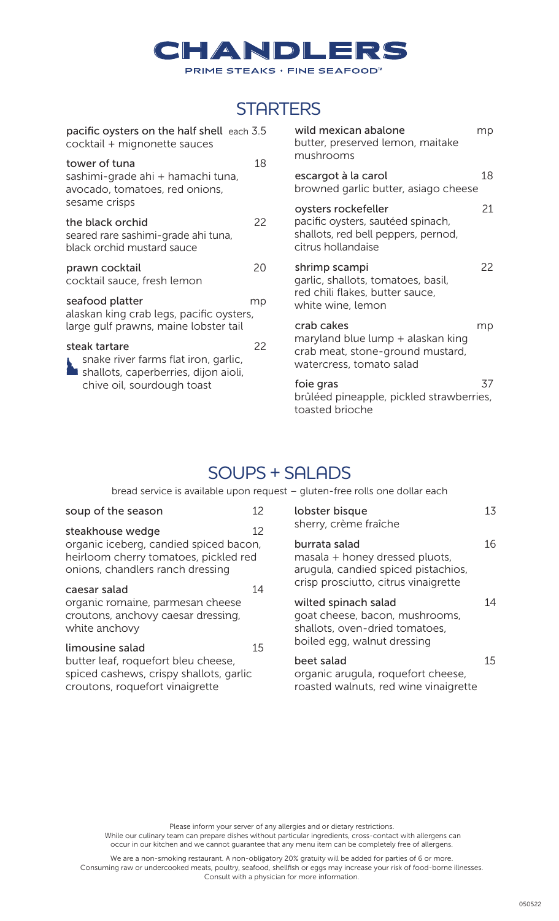# CHANDLERS

PRIME STEAKS · FINE SEAFOOD™

## STARTERS

**pacific oysters on the half shell** each 3.5
cocktail + mignonette sauces

**tower of tuna** 18
sashimi-grade ahi + hamachi tuna, avocado, tomatoes, red onions, sesame crisps

**the black orchid** 22
seared rare sashimi-grade ahi tuna, black orchid mustard sauce

**prawn cocktail** 20
cocktail sauce, fresh lemon

**seafood platter** mp
alaskan king crab legs, pacific oysters, large gulf prawns, maine lobster tail

**steak tartare** 22
snake river farms flat iron, garlic, shallots, caperberries, dijon aioli, chive oil, sourdough toast

**wild mexican abalone** mp
butter, preserved lemon, maitake mushrooms

**escargot à la carol** 18
browned garlic butter, asiago cheese

**oysters rockefeller** 21
pacific oysters, sautéed spinach, shallots, red bell peppers, pernod, citrus hollandaise

**shrimp scampi** 22
garlic, shallots, tomatoes, basil, red chili flakes, butter sauce, white wine, lemon

**crab cakes** mp
maryland blue lump + alaskan king crab meat, stone-ground mustard, watercress, tomato salad

**foie gras** 37
brûléed pineapple, pickled strawberries, toasted brioche

## SOUPS + SALADS

bread service is available upon request – gluten-free rolls one dollar each

**soup of the season** 12

**steakhouse wedge** 12
organic iceberg, candied spiced bacon, heirloom cherry tomatoes, pickled red onions, chandlers ranch dressing

**caesar salad** 14
organic romaine, parmesan cheese croutons, anchovy caesar dressing, white anchovy

**limousine salad** 15
butter leaf, roquefort bleu cheese, spiced cashews, crispy shallots, garlic croutons, roquefort vinaigrette

**lobster bisque** 13
sherry, crème fraîche

**burrata salad** 16
masala + honey dressed pluots, arugula, candied spiced pistachios, crisp prosciutto, citrus vinaigrette

**wilted spinach salad** 14
goat cheese, bacon, mushrooms, shallots, oven-dried tomatoes, boiled egg, walnut dressing

**beet salad** 15
organic arugula, roquefort cheese, roasted walnuts, red wine vinaigrette

Please inform your server of any allergies and or dietary restrictions.
While our culinary team can prepare dishes without particular ingredients, cross-contact with allergens can occur in our kitchen and we cannot guarantee that any menu item can be completely free of allergens.

We are a non-smoking restaurant. A non-obligatory 20% gratuity will be added for parties of 6 or more.
Consuming raw or undercooked meats, poultry, seafood, shellfish or eggs may increase your risk of food-borne illnesses.
Consult with a physician for more information.

050522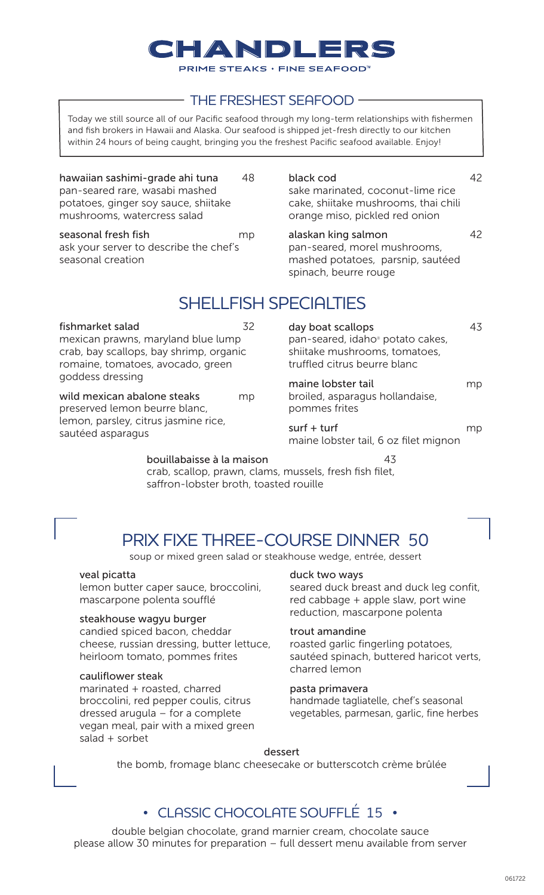# CHANDLERS

PRIME STEAKS · FINE SEAFOOD™

## THE FRESHEST SEAFOOD

Today we still source all of our Pacific seafood through my long-term relationships with fishermen and fish brokers in Hawaii and Alaska. Our seafood is shipped jet-fresh directly to our kitchen within 24 hours of being caught, bringing you the freshest Pacific seafood available. Enjoy!

**hawaiian sashimi-grade ahi tuna** 48
pan-seared rare, wasabi mashed potatoes, ginger soy sauce, shiitake mushrooms, watercress salad

**seasonal fresh fish** mp
ask your server to describe the chef's seasonal creation

**black cod** 42
sake marinated, coconut-lime rice cake, shiitake mushrooms, thai chili orange miso, pickled red onion

**alaskan king salmon** 42
pan-seared, morel mushrooms, mashed potatoes, parsnip, sautéed spinach, beurre rouge

## SHELLFISH SPECIALTIES

**fishmarket salad** 32
mexican prawns, maryland blue lump crab, bay scallops, bay shrimp, organic romaine, tomatoes, avocado, green goddess dressing

**wild mexican abalone steaks** mp
preserved lemon beurre blanc, lemon, parsley, citrus jasmine rice, sautéed asparagus

**day boat scallops** 43
pan-seared, idaho® potato cakes, shiitake mushrooms, tomatoes, truffled citrus beurre blanc

**maine lobster tail** mp
broiled, asparagus hollandaise, pommes frites

**surf + turf** mp
maine lobster tail, 6 oz filet mignon

**bouillabaisse à la maison** 43
crab, scallop, prawn, clams, mussels, fresh fish filet, saffron-lobster broth, toasted rouille

## PRIX FIXE THREE-COURSE DINNER 50

soup or mixed green salad or steakhouse wedge, entrée, dessert

**veal picatta**
lemon butter caper sauce, broccolini, mascarpone polenta soufflé

**steakhouse wagyu burger**
candied spiced bacon, cheddar cheese, russian dressing, butter lettuce, heirloom tomato, pommes frites

**cauliflower steak**
marinated + roasted, charred broccolini, red pepper coulis, citrus dressed arugula – for a complete vegan meal, pair with a mixed green salad + sorbet

**duck two ways**
seared duck breast and duck leg confit, red cabbage + apple slaw, port wine reduction, mascarpone polenta

**trout amandine**
roasted garlic fingerling potatoes, sautéed spinach, buttered haricot verts, charred lemon

**pasta primavera**
handmade tagliatelle, chef's seasonal vegetables, parmesan, garlic, fine herbes

**dessert**
the bomb, fromage blanc cheesecake or butterscotch crème brûlée

## • CLASSIC CHOCOLATE SOUFFLÉ 15 •

double belgian chocolate, grand marnier cream, chocolate sauce
please allow 30 minutes for preparation – full dessert menu available from server

061722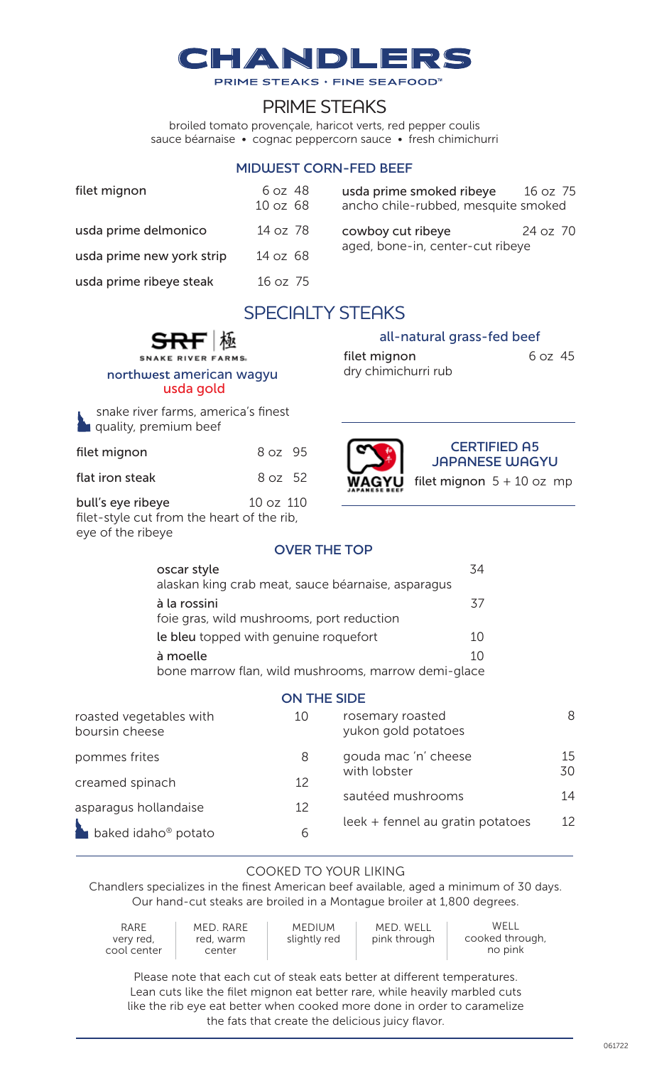# CHANDLERS

PRIME STEAKS · FINE SEAFOOD™

## PRIME STEAKS

broiled tomato provençale, haricot verts, red pepper coulis
sauce béarnaise • cognac peppercorn sauce • fresh chimichurri

### MIDWEST CORN-FED BEEF

| | | |
|---|---|---|
| filet mignon | 6 oz | 48 |
| | 10 oz | 68 |
| usda prime delmonico | 14 oz | 78 |
| usda prime new york strip | 14 oz | 68 |
| usda prime ribeye steak | 16 oz | 75 |
| usda prime smoked ribeye<br>ancho chile-rubbed, mesquite smoked | 16 oz | 75 |
| cowboy cut ribeye<br>aged, bone-in, center-cut ribeye | 24 oz | 70 |

## SPECIALTY STEAKS

SRF | 極
SNAKE RIVER FARMS

northwest american wagyu
usda gold

snake river farms, america's finest quality, premium beef

| | | |
|---|---|---|
| filet mignon | 8 oz | 95 |
| flat iron steak | 8 oz | 52 |
| bull's eye ribeye<br>filet-style cut from the heart of the rib, eye of the ribeye | 10 oz | 110 |

### all-natural grass-fed beef

| | | |
|---|---|---|
| filet mignon<br>dry chimichurri rub | 6 oz | 45 |

### CERTIFIED A5 JAPANESE WAGYU

WAGYU JAPANESE BEEF

filet mignon 5 + 10 oz mp

### OVER THE TOP

| | |
|---|---|
| oscar style<br>alaskan king crab meat, sauce béarnaise, asparagus | 34 |
| à la rossini<br>foie gras, wild mushrooms, port reduction | 37 |
| le bleu topped with genuine roquefort | 10 |
| à moelle<br>bone marrow flan, wild mushrooms, marrow demi-glace | 10 |

### ON THE SIDE

| | |
|---|---|
| roasted vegetables with boursin cheese | 10 |
| pommes frites | 8 |
| creamed spinach | 12 |
| asparagus hollandaise | 12 |
| baked idaho® potato | 6 |
| rosemary roasted yukon gold potatoes | 8 |
| gouda mac 'n' cheese | 15 |
| with lobster | 30 |
| sautéed mushrooms | 14 |
| leek + fennel au gratin potatoes | 12 |

### COOKED TO YOUR LIKING

Chandlers specializes in the finest American beef available, aged a minimum of 30 days. Our hand-cut steaks are broiled in a Montague broiler at 1,800 degrees.

| RARE | MED. RARE | MEDIUM | MED. WELL | WELL |
|---|---|---|---|---|
| very red, cool center | red, warm center | slightly red | pink through | cooked through, no pink |

Please note that each cut of steak eats better at different temperatures. Lean cuts like the filet mignon eat better rare, while heavily marbled cuts like the rib eye eat better when cooked more done in order to caramelize the fats that create the delicious juicy flavor.

061722